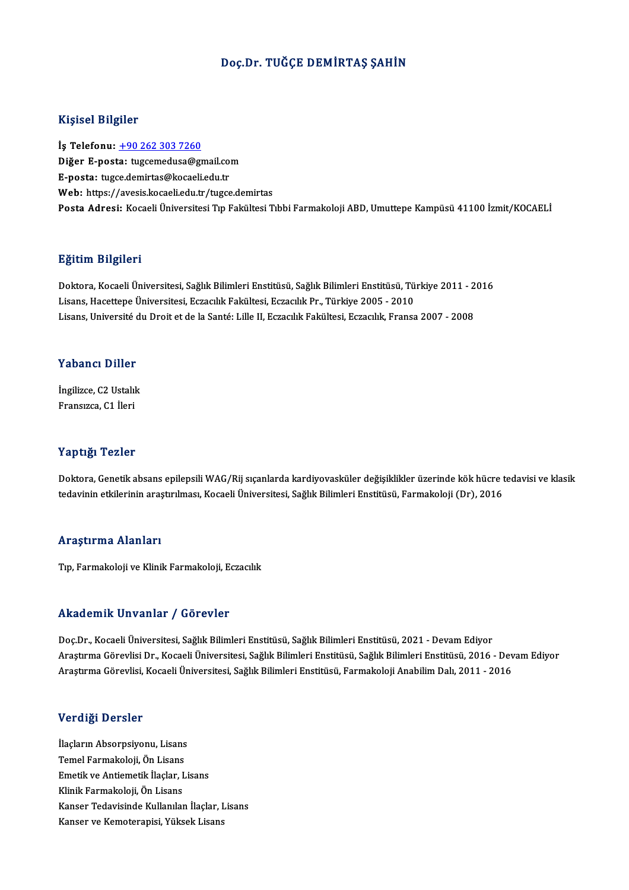# Doç.Dr. TUĞÇE DEMİRTAŞ ŞAHİN

## Kişisel Bilgiler

**İş Telefonu:** +90 262 303 7260
**Diğer E-posta:** tugcemedusa@gmail.com
**E-posta:** tugce.demirtas@kocaeli.edu.tr
**Web:** https://avesis.kocaeli.edu.tr/tugce.demirtas
**Posta Adresi:** Kocaeli Üniversitesi Tıp Fakültesi Tıbbi Farmakoloji ABD, Umuttepe Kampüsü 41100 İzmit/KOCAELİ

## Eğitim Bilgileri

Doktora, Kocaeli Üniversitesi, Sağlık Bilimleri Enstitüsü, Sağlık Bilimleri Enstitüsü, Türkiye 2011 - 2016
Lisans, Hacettepe Üniversitesi, Eczacılık Fakültesi, Eczacılık Pr., Türkiye 2005 - 2010
Lisans, Université du Droit et de la Santé: Lille II, Eczacılık Fakültesi, Eczacılık, Fransa 2007 - 2008

## Yabancı Diller

İngilizce, C2 Ustalık
Fransızca, C1 İleri

## Yaptığı Tezler

Doktora, Genetik absans epilepsili WAG/Rij sıçanlarda kardiyovasküler değişiklikler üzerinde kök hücre tedavisi ve klasik tedavinin etkilerinin araştırılması, Kocaeli Üniversitesi, Sağlık Bilimleri Enstitüsü, Farmakoloji (Dr), 2016

## Araştırma Alanları

Tıp, Farmakoloji ve Klinik Farmakoloji, Eczacılık

## Akademik Unvanlar / Görevler

Doç.Dr., Kocaeli Üniversitesi, Sağlık Bilimleri Enstitüsü, Sağlık Bilimleri Enstitüsü, 2021 - Devam Ediyor
Araştırma Görevlisi Dr., Kocaeli Üniversitesi, Sağlık Bilimleri Enstitüsü, Sağlık Bilimleri Enstitüsü, 2016 - Devam Ediyor
Araştırma Görevlisi, Kocaeli Üniversitesi, Sağlık Bilimleri Enstitüsü, Farmakoloji Anabilim Dalı, 2011 - 2016

## Verdiği Dersler

İlaçların Absorpsiyonu, Lisans
Temel Farmakoloji, Ön Lisans
Emetik ve Antiemetik İlaçlar, Lisans
Klinik Farmakoloji, Ön Lisans
Kanser Tedavisinde Kullanılan İlaçlar, Lisans
Kanser ve Kemoterapisi, Yüksek Lisans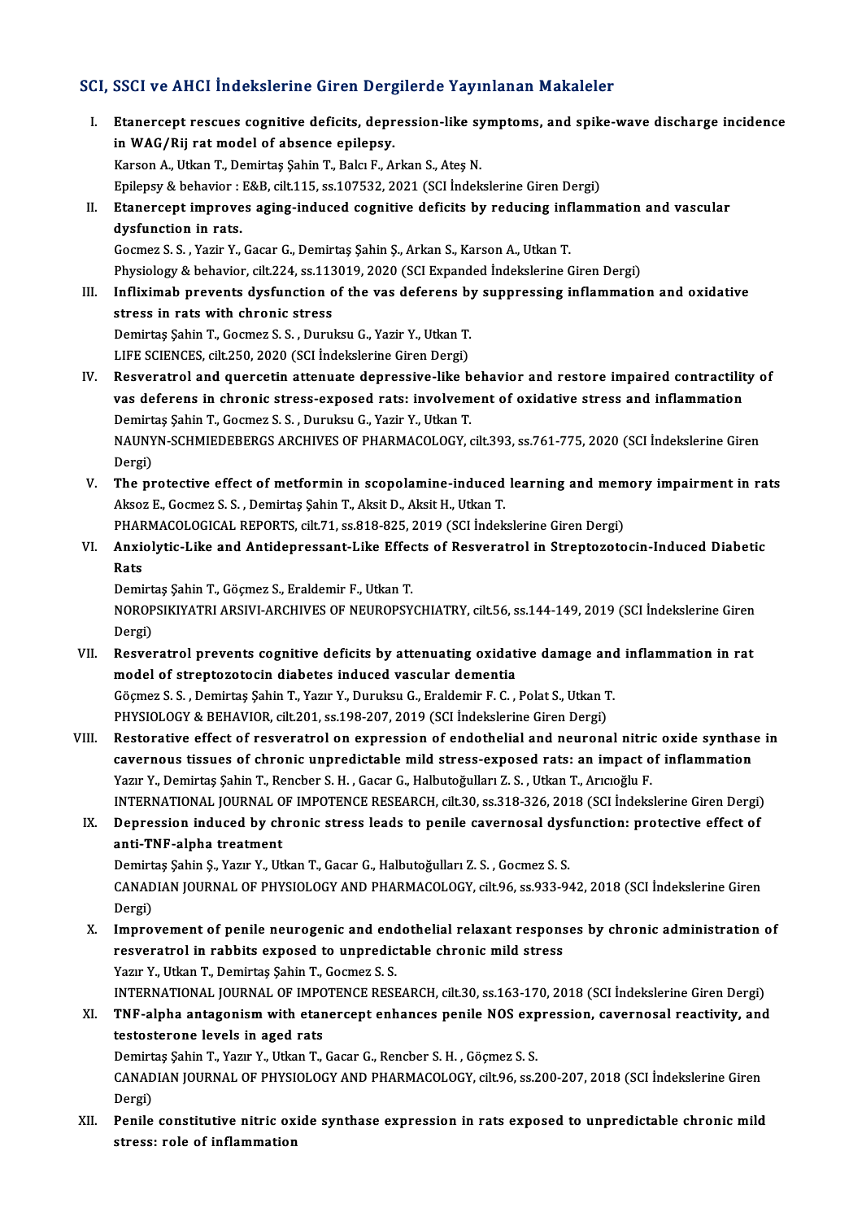## SCI, SSCI ve AHCI İndekslerine Giren Dergilerde Yayınlanan Makaleler

I. **Etanercept rescues cognitive deficits, depression-like symptoms, and spike-wave discharge incidence in WAG/Rij rat model of absence epilepsy.**
Karson A., Utkan T., Demirtaş Şahin T., Balcı F., Arkan S., Ateş N.
Epilepsy & behavior : E&B, cilt.115, ss.107532, 2021 (SCI İndekslerine Giren Dergi)

II. **Etanercept improves aging-induced cognitive deficits by reducing inflammation and vascular dysfunction in rats.**
Gocmez S. S. , Yazir Y., Gacar G., Demirtaş Şahin Ş., Arkan S., Karson A., Utkan T.
Physiology & behavior, cilt.224, ss.113019, 2020 (SCI Expanded İndekslerine Giren Dergi)

III. **Infliximab prevents dysfunction of the vas deferens by suppressing inflammation and oxidative stress in rats with chronic stress**
Demirtaş Şahin T., Gocmez S. S. , Duruksu G., Yazir Y., Utkan T.
LIFE SCIENCES, cilt.250, 2020 (SCI İndekslerine Giren Dergi)

IV. **Resveratrol and quercetin attenuate depressive-like behavior and restore impaired contractility of vas deferens in chronic stress-exposed rats: involvement of oxidative stress and inflammation**
Demirtaş Şahin T., Gocmez S. S. , Duruksu G., Yazir Y., Utkan T.
NAUNYN-SCHMIEDEBERGS ARCHIVES OF PHARMACOLOGY, cilt.393, ss.761-775, 2020 (SCI İndekslerine Giren Dergi)

V. **The protective effect of metformin in scopolamine-induced learning and memory impairment in rats**
Aksoz E., Gocmez S. S. , Demirtaş Şahin T., Aksit D., Aksit H., Utkan T.
PHARMACOLOGICAL REPORTS, cilt.71, ss.818-825, 2019 (SCI İndekslerine Giren Dergi)

VI. **Anxiolytic-Like and Antidepressant-Like Effects of Resveratrol in Streptozotocin-Induced Diabetic Rats**
Demirtaş Şahin T., Göçmez S., Eraldemir F., Utkan T.
NOROPSIKIYATRI ARSIVI-ARCHIVES OF NEUROPSYCHIATRY, cilt.56, ss.144-149, 2019 (SCI İndekslerine Giren Dergi)

VII. **Resveratrol prevents cognitive deficits by attenuating oxidative damage and inflammation in rat model of streptozotocin diabetes induced vascular dementia**
Göçmez S. S. , Demirtaş Şahin T., Yazır Y., Duruksu G., Eraldemir F. C. , Polat S., Utkan T.
PHYSIOLOGY & BEHAVIOR, cilt.201, ss.198-207, 2019 (SCI İndekslerine Giren Dergi)

VIII. **Restorative effect of resveratrol on expression of endothelial and neuronal nitric oxide synthase in cavernous tissues of chronic unpredictable mild stress-exposed rats: an impact of inflammation**
Yazır Y., Demirtaş Şahin T., Rencber S. H. , Gacar G., Halbutoğulları Z. S. , Utkan T., Arıcıoğlu F.
INTERNATIONAL JOURNAL OF IMPOTENCE RESEARCH, cilt.30, ss.318-326, 2018 (SCI İndekslerine Giren Dergi)

IX. **Depression induced by chronic stress leads to penile cavernosal dysfunction: protective effect of anti-TNF-alpha treatment**
Demirtaş Şahin Ş., Yazır Y., Utkan T., Gacar G., Halbutoğulları Z. S. , Gocmez S. S.
CANADIAN JOURNAL OF PHYSIOLOGY AND PHARMACOLOGY, cilt.96, ss.933-942, 2018 (SCI İndekslerine Giren Dergi)

X. **Improvement of penile neurogenic and endothelial relaxant responses by chronic administration of resveratrol in rabbits exposed to unpredictable chronic mild stress**
Yazır Y., Utkan T., Demirtaş Şahin T., Gocmez S. S.
INTERNATIONAL JOURNAL OF IMPOTENCE RESEARCH, cilt.30, ss.163-170, 2018 (SCI İndekslerine Giren Dergi)

XI. **TNF-alpha antagonism with etanercept enhances penile NOS expression, cavernosal reactivity, and testosterone levels in aged rats**
Demirtaş Şahin T., Yazır Y., Utkan T., Gacar G., Rencber S. H. , Göçmez S. S.
CANADIAN JOURNAL OF PHYSIOLOGY AND PHARMACOLOGY, cilt.96, ss.200-207, 2018 (SCI İndekslerine Giren Dergi)

XII. **Penile constitutive nitric oxide synthase expression in rats exposed to unpredictable chronic mild stress: role of inflammation**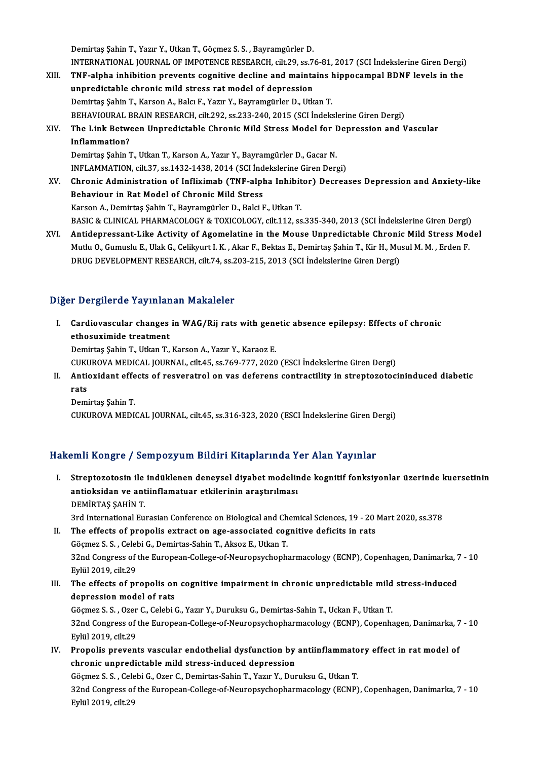Demirtaş Şahin T., Yazır Y., Utkan T., Göçmez S. S. , Bayramgürler D.
INTERNATIONAL JOURNAL OF IMPOTENCE RESEARCH, cilt.29, ss.76-81, 2017 (SCI İndekslerine Giren Dergi)

XIII. **TNF-alpha inhibition prevents cognitive decline and maintains hippocampal BDNF levels in the unpredictable chronic mild stress rat model of depression**
Demirtaş Şahin T., Karson A., Balcı F., Yazır Y., Bayramgürler D., Utkan T.
BEHAVIOURAL BRAIN RESEARCH, cilt.292, ss.233-240, 2015 (SCI İndekslerine Giren Dergi)

XIV. **The Link Between Unpredictable Chronic Mild Stress Model for Depression and Vascular Inflammation?**
Demirtaş Şahin T., Utkan T., Karson A., Yazır Y., Bayramgürler D., Gacar N.
INFLAMMATION, cilt.37, ss.1432-1438, 2014 (SCI İndekslerine Giren Dergi)

XV. **Chronic Administration of Infliximab (TNF-alpha Inhibitor) Decreases Depression and Anxiety-like Behaviour in Rat Model of Chronic Mild Stress**
Karson A., Demirtaş Şahin T., Bayramgürler D., Balci F., Utkan T.
BASIC & CLINICAL PHARMACOLOGY & TOXICOLOGY, cilt.112, ss.335-340, 2013 (SCI İndekslerine Giren Dergi)

XVI. **Antidepressant-Like Activity of Agomelatine in the Mouse Unpredictable Chronic Mild Stress Model**
Mutlu O., Gumuslu E., Ulak G., Celikyurt I. K. , Akar F., Bektas E., Demirtaş Şahin T., Kir H., Musul M. M. , Erden F.
DRUG DEVELOPMENT RESEARCH, cilt.74, ss.203-215, 2013 (SCI İndekslerine Giren Dergi)

## Diğer Dergilerde Yayınlanan Makaleler

I. **Cardiovascular changes in WAG/Rij rats with genetic absence epilepsy: Effects of chronic ethosuximide treatment**
Demirtaş Şahin T., Utkan T., Karson A., Yazır Y., Karaoz E.
CUKUROVA MEDICAL JOURNAL, cilt.45, ss.769-777, 2020 (ESCI İndekslerine Giren Dergi)

II. **Antioxidant effects of resveratrol on vas deferens contractility in streptozotocininduced diabetic rats**
Demirtaş Şahin T.
CUKUROVA MEDICAL JOURNAL, cilt.45, ss.316-323, 2020 (ESCI İndekslerine Giren Dergi)

## Hakemli Kongre / Sempozyum Bildiri Kitaplarında Yer Alan Yayınlar

I. **Streptozotosin ile indüklenen deneysel diyabet modelinde kognitif fonksiyonlar üzerinde kuersetinin antioksidan ve antiinflamatuar etkilerinin araştırılması**
DEMİRTAŞ ŞAHİN T.
3rd International Eurasian Conference on Biological and Chemical Sciences, 19 - 20 Mart 2020, ss.378

II. **The effects of propolis extract on age-associated cognitive deficits in rats**
Göçmez S. S. , Celebi G., Demirtas-Sahin T., Aksoz E., Utkan T.
32nd Congress of the European-College-of-Neuropsychopharmacology (ECNP), Copenhagen, Danimarka, 7 - 10 Eylül 2019, cilt.29

III. **The effects of propolis on cognitive impairment in chronic unpredictable mild stress-induced depression model of rats**
Göçmez S. S. , Ozer C., Celebi G., Yazır Y., Duruksu G., Demirtas-Sahin T., Uckan F., Utkan T.
32nd Congress of the European-College-of-Neuropsychopharmacology (ECNP), Copenhagen, Danimarka, 7 - 10 Eylül 2019, cilt.29

IV. **Propolis prevents vascular endothelial dysfunction by antiinflammatory effect in rat model of chronic unpredictable mild stress-induced depression**
Göçmez S. S. , Celebi G., Ozer C., Demirtas-Sahin T., Yazır Y., Duruksu G., Utkan T.
32nd Congress of the European-College-of-Neuropsychopharmacology (ECNP), Copenhagen, Danimarka, 7 - 10 Eylül 2019, cilt.29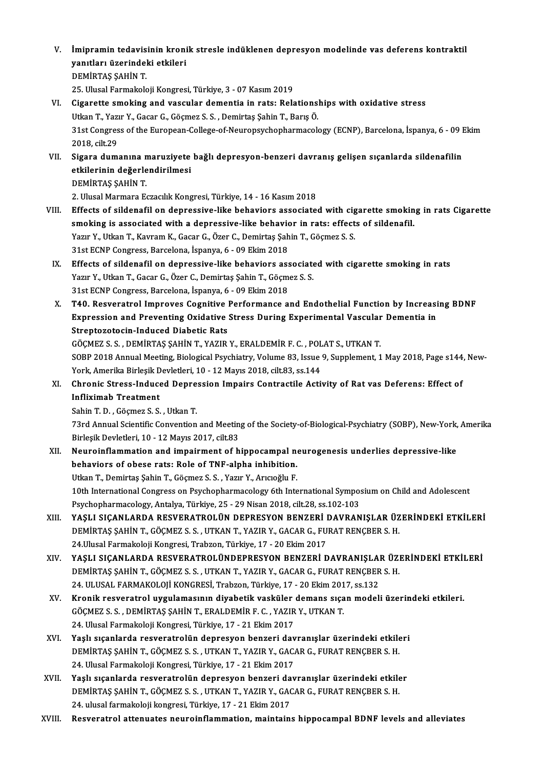V. **İmipramin tedavisinin kronik stresle indüklenen depresyon modelinde vas deferens kontraktil yanıtları üzerindeki etkileri**
DEMİRTAŞ ŞAHİN T.
25. Ulusal Farmakoloji Kongresi, Türkiye, 3 - 07 Kasım 2019

VI. **Cigarette smoking and vascular dementia in rats: Relationships with oxidative stress**
Utkan T., Yazır Y., Gacar G., Göçmez S. S. , Demirtaş Şahin T., Barış Ö.
31st Congress of the European-College-of-Neuropsychopharmacology (ECNP), Barcelona, İspanya, 6 - 09 Ekim 2018, cilt.29

VII. **Sigara dumanına maruziyete bağlı depresyon-benzeri davranış gelişen sıçanlarda sildenafilin etkilerinin değerlendirilmesi**
DEMİRTAŞ ŞAHİN T.
2. Ulusal Marmara Eczacılık Kongresi, Türkiye, 14 - 16 Kasım 2018

VIII. **Effects of sildenafil on depressive-like behaviors associated with cigarette smoking in rats Cigarette smoking is associated with a depressive-like behavior in rats: effects of sildenafil.**
Yazır Y., Utkan T., Kavram K., Gacar G., Özer C., Demirtaş Şahin T., Göçmez S. S.
31st ECNP Congress, Barcelona, İspanya, 6 - 09 Ekim 2018

IX. **Effects of sildenafil on depressive-like behaviors associated with cigarette smoking in rats**
Yazır Y., Utkan T., Gacar G., Özer C., Demirtaş Şahin T., Göçmez S. S.
31st ECNP Congress, Barcelona, İspanya, 6 - 09 Ekim 2018

X. **T40. Resveratrol Improves Cognitive Performance and Endothelial Function by Increasing BDNF Expression and Preventing Oxidative Stress During Experimental Vascular Dementia in Streptozotocin-Induced Diabetic Rats**
GÖÇMEZ S. S. , DEMİRTAŞ ŞAHİN T., YAZIR Y., ERALDEMİR F. C. , POLAT S., UTKAN T.
SOBP 2018 Annual Meeting, Biological Psychiatry, Volume 83, Issue 9, Supplement, 1 May 2018, Page s144, New-York, Amerika Birleşik Devletleri, 10 - 12 Mayıs 2018, cilt.83, ss.144

XI. **Chronic Stress-Induced Depression Impairs Contractile Activity of Rat vas Deferens: Effect of Infliximab Treatment**
Sahin T. D. , Göçmez S. S. , Utkan T.
73rd Annual Scientific Convention and Meeting of the Society-of-Biological-Psychiatry (SOBP), New-York, Amerika Birleşik Devletleri, 10 - 12 Mayıs 2017, cilt.83

XII. **Neuroinflammation and impairment of hippocampal neurogenesis underlies depressive-like behaviors of obese rats: Role of TNF-alpha inhibition.**
Utkan T., Demirtaş Şahin T., Göçmez S. S. , Yazır Y., Arıcıoğlu F.
10th International Congress on Psychopharmacology 6th International Symposium on Child and Adolescent Psychopharmacology, Antalya, Türkiye, 25 - 29 Nisan 2018, cilt.28, ss.102-103

XIII. **YAŞLI SIÇANLARDA RESVERATROLÜN DEPRESYON BENZERİ DAVRANIŞLAR ÜZERİNDEKİ ETKİLERİ**
DEMİRTAŞ ŞAHİN T., GÖÇMEZ S. S. , UTKAN T., YAZIR Y., GACAR G., FURAT RENÇBER S. H.
24.Ulusal Farmakoloji Kongresi, Trabzon, Türkiye, 17 - 20 Ekim 2017

XIV. **YAŞLI SIÇANLARDA RESVERATROLÜNDEPRESYON BENZERİ DAVRANIŞLAR ÜZERİNDEKİ ETKİLERİ**
DEMİRTAŞ ŞAHİN T., GÖÇMEZ S. S. , UTKAN T., YAZIR Y., GACAR G., FURAT RENÇBER S. H.
24. ULUSAL FARMAKOLOJİ KONGRESİ, Trabzon, Türkiye, 17 - 20 Ekim 2017, ss.132

XV. **Kronik resveratrol uygulamasının diyabetik vasküler demans sıçan modeli üzerindeki etkileri.**
GÖÇMEZ S. S. , DEMİRTAŞ ŞAHİN T., ERALDEMİR F. C. , YAZIR Y., UTKAN T.
24. Ulusal Farmakoloji Kongresi, Türkiye, 17 - 21 Ekim 2017

XVI. **Yaşlı sıçanlarda resveratrolün depresyon benzeri davranışlar üzerindeki etkileri**
DEMİRTAŞ ŞAHİN T., GÖÇMEZ S. S. , UTKAN T., YAZIR Y., GACAR G., FURAT RENÇBER S. H.
24. Ulusal Farmakoloji Kongresi, Türkiye, 17 - 21 Ekim 2017

XVII. **Yaşlı sıçanlarda resveratrolün depresyon benzeri davranışlar üzerindeki etkiler**
DEMİRTAŞ ŞAHİN T., GÖÇMEZ S. S. , UTKAN T., YAZIR Y., GACAR G., FURAT RENÇBER S. H.
24. ulusal farmakoloji kongresi, Türkiye, 17 - 21 Ekim 2017

XVIII. **Resveratrol attenuates neuroinflammation, maintains hippocampal BDNF levels and alleviates**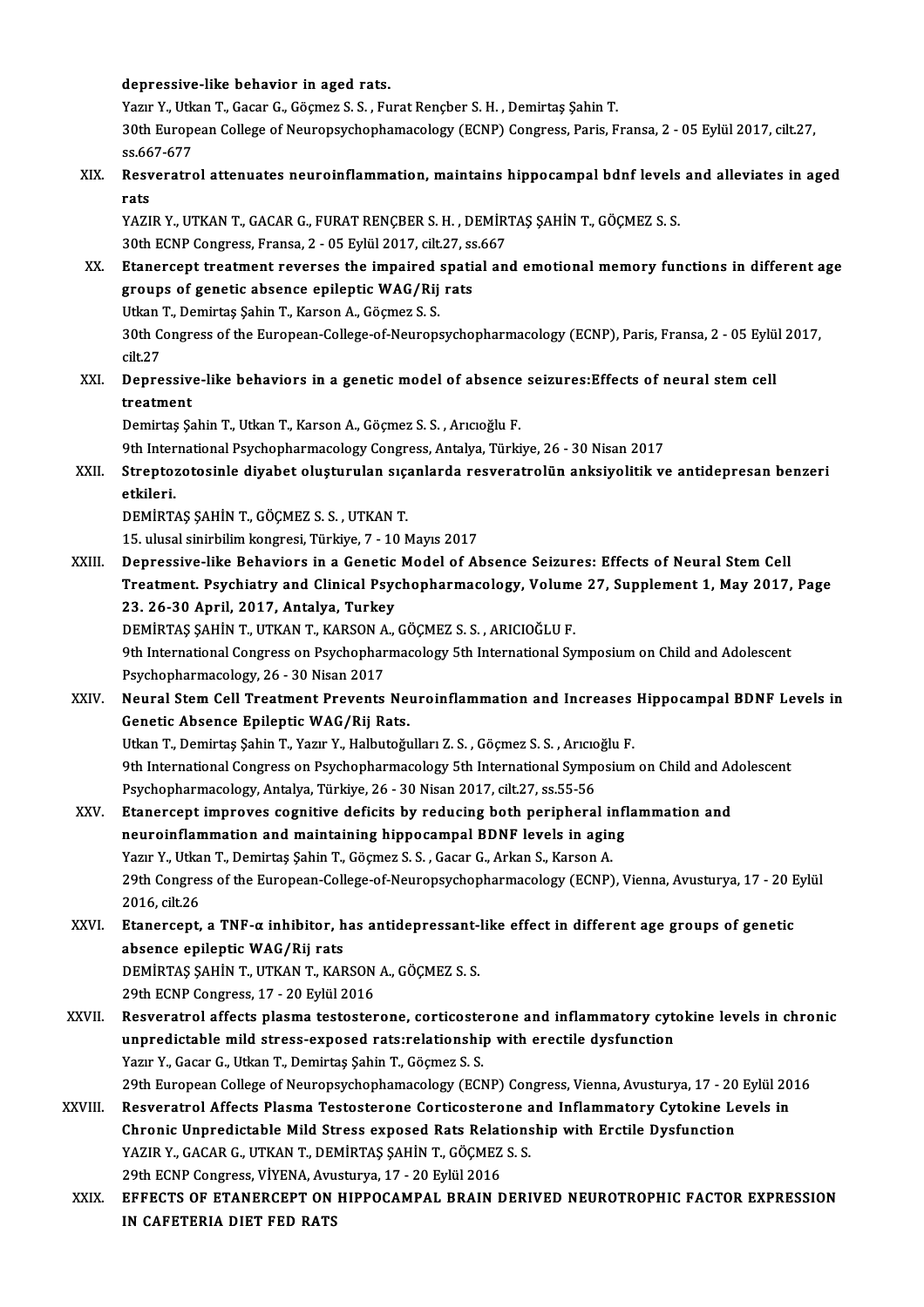depressive-like behavior in aged rats.

Yazır Y., Utkan T., Gacar G., Göçmez S. S. , Furat Rençber S. H. , Demirtaş Şahin T.

30th European College of Neuropsychophamacology (ECNP) Congress, Paris, Fransa, 2 - 05 Eylül 2017, cilt.27, ss.667-677

XIX. **Resveratrol attenuates neuroinflammation, maintains hippocampal bdnf levels and alleviates in aged rats**

YAZIR Y., UTKAN T., GACAR G., FURAT RENÇBER S. H. , DEMİRTAŞ ŞAHİN T., GÖÇMEZ S. S.

30th ECNP Congress, Fransa, 2 - 05 Eylül 2017, cilt.27, ss.667

XX. **Etanercept treatment reverses the impaired spatial and emotional memory functions in different age groups of genetic absence epileptic WAG/Rij rats**

Utkan T., Demirtaş Şahin T., Karson A., Göçmez S. S.

30th Congress of the European-College-of-Neuropsychopharmacology (ECNP), Paris, Fransa, 2 - 05 Eylül 2017, cilt.27

XXI. **Depressive-like behaviors in a genetic model of absence seizures:Effects of neural stem cell treatment**

Demirtaş Şahin T., Utkan T., Karson A., Göçmez S. S. , Arıcıoğlu F.

9th International Psychopharmacology Congress, Antalya, Türkiye, 26 - 30 Nisan 2017

XXII. **Streptozotosinle diyabet oluşturulan sıçanlarda resveratrolün anksiyolitik ve antidepresan benzeri etkileri.**

DEMİRTAŞ ŞAHİN T., GÖÇMEZ S. S. , UTKAN T.

15. ulusal sinirbilim kongresi, Türkiye, 7 - 10 Mayıs 2017

XXIII. **Depressive-like Behaviors in a Genetic Model of Absence Seizures: Effects of Neural Stem Cell Treatment. Psychiatry and Clinical Psychopharmacology, Volume 27, Supplement 1, May 2017, Page 23. 26-30 April, 2017, Antalya, Turkey**

DEMİRTAŞ ŞAHİN T., UTKAN T., KARSON A., GÖÇMEZ S. S. , ARICIOĞLU F.

9th International Congress on Psychopharmacology 5th International Symposium on Child and Adolescent Psychopharmacology, 26 - 30 Nisan 2017

XXIV. **Neural Stem Cell Treatment Prevents Neuroinflammation and Increases Hippocampal BDNF Levels in Genetic Absence Epileptic WAG/Rij Rats.**

Utkan T., Demirtaş Şahin T., Yazır Y., Halbutoğulları Z. S. , Göçmez S. S. , Arıcıoğlu F.

9th International Congress on Psychopharmacology 5th International Symposium on Child and Adolescent Psychopharmacology, Antalya, Türkiye, 26 - 30 Nisan 2017, cilt.27, ss.55-56

XXV. **Etanercept improves cognitive deficits by reducing both peripheral inflammation and neuroinflammation and maintaining hippocampal BDNF levels in aging**

Yazır Y., Utkan T., Demirtaş Şahin T., Göçmez S. S. , Gacar G., Arkan S., Karson A.

29th Congress of the European-College-of-Neuropsychopharmacology (ECNP), Vienna, Avusturya, 17 - 20 Eylül 2016, cilt.26

XXVI. **Etanercept, a TNF-α inhibitor, has antidepressant-like effect in different age groups of genetic absence epileptic WAG/Rij rats**

DEMİRTAŞ ŞAHİN T., UTKAN T., KARSON A., GÖÇMEZ S. S.

29th ECNP Congress, 17 - 20 Eylül 2016

XXVII. **Resveratrol affects plasma testosterone, corticosterone and inflammatory cytokine levels in chronic unpredictable mild stress-exposed rats:relationship with erectile dysfunction**

Yazır Y., Gacar G., Utkan T., Demirtaş Şahin T., Göçmez S. S.

29th European College of Neuropsychophamacology (ECNP) Congress, Vienna, Avusturya, 17 - 20 Eylül 2016

XXVIII. **Resveratrol Affects Plasma Testosterone Corticosterone and Inflammatory Cytokine Levels in Chronic Unpredictable Mild Stress exposed Rats Relationship with Erctile Dysfunction**

YAZIR Y., GACAR G., UTKAN T., DEMİRTAŞ ŞAHİN T., GÖÇMEZ S. S.

29th ECNP Congress, VİYENA, Avusturya, 17 - 20 Eylül 2016

XXIX. **EFFECTS OF ETANERCEPT ON HIPPOCAMPAL BRAIN DERIVED NEUROTROPHIC FACTOR EXPRESSION IN CAFETERIA DIET FED RATS**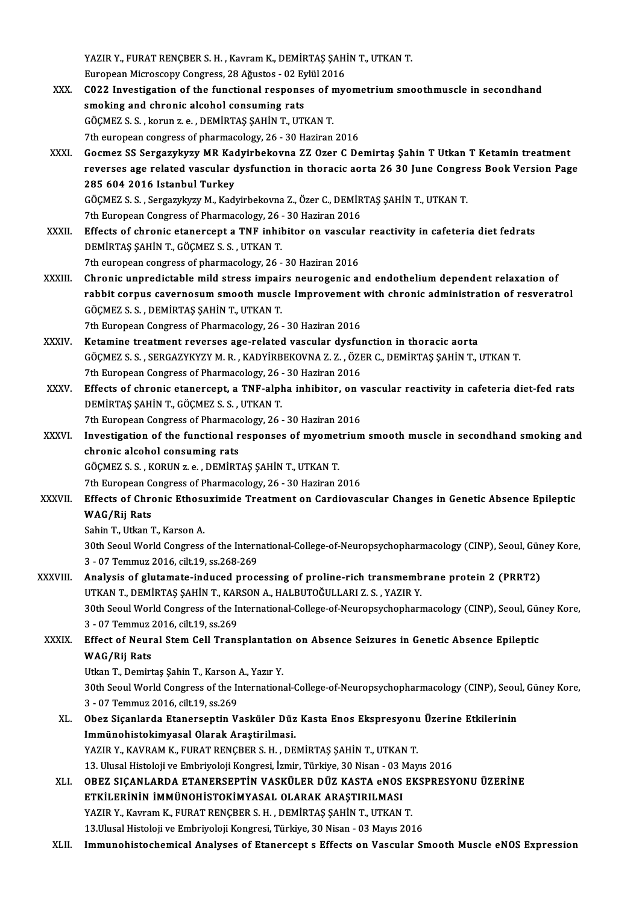YAZIR Y., FURAT RENÇBER S. H. , Kavram K., DEMİRTAŞ ŞAHİN T., UTKAN T.
European Microscopy Congress, 28 Ağustos - 02 Eylül 2016

XXX. **C022 Investigation of the functional responses of myometrium smoothmuscle in secondhand smoking and chronic alcohol consuming rats**
GÖÇMEZ S. S. , korun z. e. , DEMİRTAŞ ŞAHİN T., UTKAN T.
7th european congress of pharmacology, 26 - 30 Haziran 2016

XXXI. **Gocmez SS Sergazykyzy MR Kadyirbekovna ZZ Ozer C Demirtaş Şahin T Utkan T Ketamin treatment reverses age related vascular dysfunction in thoracic aorta 26 30 June Congress Book Version Page 285 604 2016 Istanbul Turkey**
GÖÇMEZ S. S. , Sergazykyzy M., Kadyirbekovna Z., Özer C., DEMİRTAŞ ŞAHİN T., UTKAN T.
7th European Congress of Pharmacology, 26 - 30 Haziran 2016

XXXII. **Effects of chronic etanercept a TNF inhibitor on vascular reactivity in cafeteria diet fedrats**
DEMİRTAŞ ŞAHİN T., GÖÇMEZ S. S. , UTKAN T.
7th european congress of pharmacology, 26 - 30 Haziran 2016

XXXIII. **Chronic unpredictable mild stress impairs neurogenic and endothelium dependent relaxation of rabbit corpus cavernosum smooth muscle Improvement with chronic administration of resveratrol**
GÖÇMEZ S. S. , DEMİRTAŞ ŞAHİN T., UTKAN T.
7th European Congress of Pharmacology, 26 - 30 Haziran 2016

XXXIV. **Ketamine treatment reverses age-related vascular dysfunction in thoracic aorta**
GÖÇMEZ S. S. , SERGAZYKYZY M. R. , KADYİRBEKOVNA Z. Z. , ÖZER C., DEMİRTAŞ ŞAHİN T., UTKAN T.
7th European Congress of Pharmacology, 26 - 30 Haziran 2016

XXXV. **Effects of chronic etanercept, a TNF-alpha inhibitor, on vascular reactivity in cafeteria diet-fed rats**
DEMİRTAŞ ŞAHİN T., GÖÇMEZ S. S. , UTKAN T.
7th European Congress of Pharmacology, 26 - 30 Haziran 2016

XXXVI. **Investigation of the functional responses of myometrium smooth muscle in secondhand smoking and chronic alcohol consuming rats**
GÖÇMEZ S. S. , KORUN z. e. , DEMİRTAŞ ŞAHİN T., UTKAN T.
7th European Congress of Pharmacology, 26 - 30 Haziran 2016

XXXVII. **Effects of Chronic Ethosuximide Treatment on Cardiovascular Changes in Genetic Absence Epileptic WAG/Rij Rats**
Sahin T., Utkan T., Karson A.
30th Seoul World Congress of the International-College-of-Neuropsychopharmacology (CINP), Seoul, Güney Kore, 3 - 07 Temmuz 2016, cilt.19, ss.268-269

XXXVIII. **Analysis of glutamate-induced processing of proline-rich transmembrane protein 2 (PRRT2)**
UTKAN T., DEMİRTAŞ ŞAHİN T., KARSON A., HALBUTOĞULLARI Z. S. , YAZIR Y.
30th Seoul World Congress of the International-College-of-Neuropsychopharmacology (CINP), Seoul, Güney Kore, 3 - 07 Temmuz 2016, cilt.19, ss.269

XXXIX. **Effect of Neural Stem Cell Transplantation on Absence Seizures in Genetic Absence Epileptic WAG/Rij Rats**
Utkan T., Demirtaş Şahin T., Karson A., Yazır Y.
30th Seoul World Congress of the International-College-of-Neuropsychopharmacology (CINP), Seoul, Güney Kore, 3 - 07 Temmuz 2016, cilt.19, ss.269

XL. **Obez Sıçanlarda Etanerseptin Vasküler Düz Kasta Enos Ekspresyonu Üzerine Etkilerinin Immünohistokimyasal Olarak Araştirilmasi.**
YAZIR Y., KAVRAM K., FURAT RENÇBER S. H. , DEMİRTAŞ ŞAHİN T., UTKAN T.
13. Ulusal Histoloji ve Embriyoloji Kongresi, İzmir, Türkiye, 30 Nisan - 03 Mayıs 2016

XLI. **OBEZ SIÇANLARDA ETANERSEPTİN VASKÜLER DÜZ KASTA eNOS EKSPRESYONU ÜZERİNE ETKİLERİNİN İMMÜNOHİSTOKİMYASAL OLARAK ARAŞTIRILMASI**
YAZIR Y., Kavram K., FURAT RENÇBER S. H. , DEMİRTAŞ ŞAHİN T., UTKAN T.
13.Ulusal Histoloji ve Embriyoloji Kongresi, Türkiye, 30 Nisan - 03 Mayıs 2016

XLII. **Immunohistochemical Analyses of Etanercept s Effects on Vascular Smooth Muscle eNOS Expression**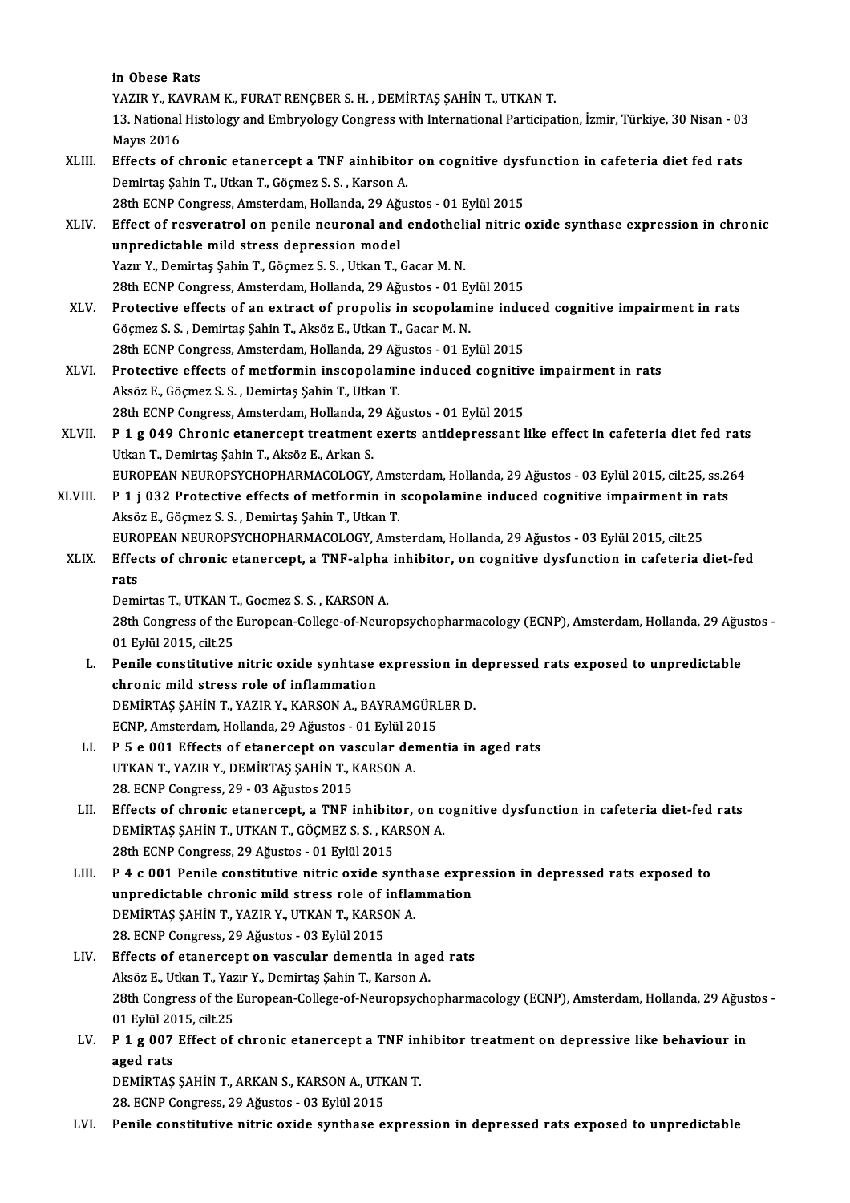in Obese Rats

YAZIR Y., KAVRAM K., FURAT RENÇBER S. H. , DEMİRTAŞ ŞAHİN T., UTKAN T.

13. National Histology and Embryology Congress with International Participation, İzmir, Türkiye, 30 Nisan - 03 Mayıs 2016

XLIII. **Effects of chronic etanercept a TNF ainhibitor on cognitive dysfunction in cafeteria diet fed rats**
Demirtaş Şahin T., Utkan T., Göçmez S. S. , Karson A.
28th ECNP Congress, Amsterdam, Hollanda, 29 Ağustos - 01 Eylül 2015

XLIV. **Effect of resveratrol on penile neuronal and endothelial nitric oxide synthase expression in chronic unpredictable mild stress depression model**
Yazır Y., Demirtaş Şahin T., Göçmez S. S. , Utkan T., Gacar M. N.
28th ECNP Congress, Amsterdam, Hollanda, 29 Ağustos - 01 Eylül 2015

XLV. **Protective effects of an extract of propolis in scopolamine induced cognitive impairment in rats**
Göçmez S. S. , Demirtaş Şahin T., Aksöz E., Utkan T., Gacar M. N.
28th ECNP Congress, Amsterdam, Hollanda, 29 Ağustos - 01 Eylül 2015

XLVI. **Protective effects of metformin inscopolamine induced cognitive impairment in rats**
Aksöz E., Göçmez S. S. , Demirtaş Şahin T., Utkan T.
28th ECNP Congress, Amsterdam, Hollanda, 29 Ağustos - 01 Eylül 2015

XLVII. **P 1 g 049 Chronic etanercept treatment exerts antidepressant like effect in cafeteria diet fed rats**
Utkan T., Demirtaş Şahin T., Aksöz E., Arkan S.
EUROPEAN NEUROPSYCHOPHARMACOLOGY, Amsterdam, Hollanda, 29 Ağustos - 03 Eylül 2015, cilt.25, ss.264

XLVIII. **P 1 j 032 Protective effects of metformin in scopolamine induced cognitive impairment in rats**
Aksöz E., Göçmez S. S. , Demirtaş Şahin T., Utkan T.
EUROPEAN NEUROPSYCHOPHARMACOLOGY, Amsterdam, Hollanda, 29 Ağustos - 03 Eylül 2015, cilt.25

XLIX. **Effects of chronic etanercept, a TNF-alpha inhibitor, on cognitive dysfunction in cafeteria diet-fed rats**
Demirtas T., UTKAN T., Gocmez S. S. , KARSON A.
28th Congress of the European-College-of-Neuropsychopharmacology (ECNP), Amsterdam, Hollanda, 29 Ağustos - 01 Eylül 2015, cilt.25

L. **Penile constitutive nitric oxide synhtase expression in depressed rats exposed to unpredictable chronic mild stress role of inflammation**
DEMİRTAŞ ŞAHİN T., YAZIR Y., KARSON A., BAYRAMGÜRLER D.
ECNP, Amsterdam, Hollanda, 29 Ağustos - 01 Eylül 2015

LI. **P 5 e 001 Effects of etanercept on vascular dementia in aged rats**
UTKAN T., YAZIR Y., DEMİRTAŞ ŞAHİN T., KARSON A.
28. ECNP Congress, 29 - 03 Ağustos 2015

LII. **Effects of chronic etanercept, a TNF inhibitor, on cognitive dysfunction in cafeteria diet-fed rats**
DEMİRTAŞ ŞAHİN T., UTKAN T., GÖÇMEZ S. S. , KARSON A.
28th ECNP Congress, 29 Ağustos - 01 Eylül 2015

LIII. **P 4 c 001 Penile constitutive nitric oxide synthase expression in depressed rats exposed to unpredictable chronic mild stress role of inflammation**
DEMİRTAŞ ŞAHİN T., YAZIR Y., UTKAN T., KARSON A.
28. ECNP Congress, 29 Ağustos - 03 Eylül 2015

LIV. **Effects of etanercept on vascular dementia in aged rats**
Aksöz E., Utkan T., Yazır Y., Demirtaş Şahin T., Karson A.
28th Congress of the European-College-of-Neuropsychopharmacology (ECNP), Amsterdam, Hollanda, 29 Ağustos - 01 Eylül 2015, cilt.25

LV. **P 1 g 007 Effect of chronic etanercept a TNF inhibitor treatment on depressive like behaviour in aged rats**
DEMİRTAŞ ŞAHİN T., ARKAN S., KARSON A., UTKAN T.
28. ECNP Congress, 29 Ağustos - 03 Eylül 2015

LVI. **Penile constitutive nitric oxide synthase expression in depressed rats exposed to unpredictable**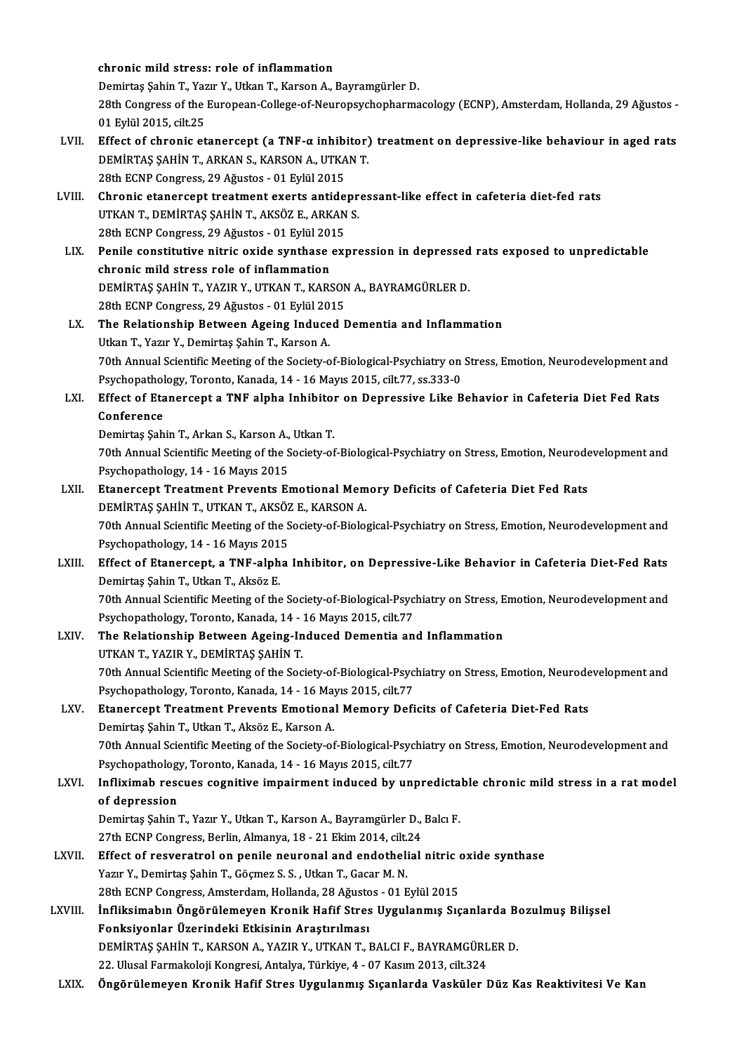**chronic mild stress: role of inflammation**
Demirtaş Şahin T., Yazır Y., Utkan T., Karson A., Bayramgürler D.
28th Congress of the European-College-of-Neuropsychopharmacology (ECNP), Amsterdam, Hollanda, 29 Ağustos - 01 Eylül 2015, cilt.25

LVII. **Effect of chronic etanercept (a TNF-α inhibitor) treatment on depressive-like behaviour in aged rats**
DEMİRTAŞ ŞAHİN T., ARKAN S., KARSON A., UTKAN T.
28th ECNP Congress, 29 Ağustos - 01 Eylül 2015

LVIII. **Chronic etanercept treatment exerts antidepressant-like effect in cafeteria diet-fed rats**
UTKAN T., DEMİRTAŞ ŞAHİN T., AKSÖZ E., ARKAN S.
28th ECNP Congress, 29 Ağustos - 01 Eylül 2015

LIX. **Penile constitutive nitric oxide synthase expression in depressed rats exposed to unpredictable chronic mild stress role of inflammation**
DEMİRTAŞ ŞAHİN T., YAZIR Y., UTKAN T., KARSON A., BAYRAMGÜRLER D.
28th ECNP Congress, 29 Ağustos - 01 Eylül 2015

LX. **The Relationship Between Ageing Induced Dementia and Inflammation**
Utkan T., Yazır Y., Demirtaş Şahin T., Karson A.
70th Annual Scientific Meeting of the Society-of-Biological-Psychiatry on Stress, Emotion, Neurodevelopment and Psychopathology, Toronto, Kanada, 14 - 16 Mayıs 2015, cilt.77, ss.333-0

LXI. **Effect of Etanercept a TNF alpha Inhibitor on Depressive Like Behavior in Cafeteria Diet Fed Rats Conference**
Demirtaş Şahin T., Arkan S., Karson A., Utkan T.
70th Annual Scientific Meeting of the Society-of-Biological-Psychiatry on Stress, Emotion, Neurodevelopment and Psychopathology, 14 - 16 Mayıs 2015

LXII. **Etanercept Treatment Prevents Emotional Memory Deficits of Cafeteria Diet Fed Rats**
DEMİRTAŞ ŞAHİN T., UTKAN T., AKSÖZ E., KARSON A.
70th Annual Scientific Meeting of the Society-of-Biological-Psychiatry on Stress, Emotion, Neurodevelopment and Psychopathology, 14 - 16 Mayıs 2015

LXIII. **Effect of Etanercept, a TNF-alpha Inhibitor, on Depressive-Like Behavior in Cafeteria Diet-Fed Rats**
Demirtaş Şahin T., Utkan T., Aksöz E.
70th Annual Scientific Meeting of the Society-of-Biological-Psychiatry on Stress, Emotion, Neurodevelopment and Psychopathology, Toronto, Kanada, 14 - 16 Mayıs 2015, cilt.77

LXIV. **The Relationship Between Ageing-Induced Dementia and Inflammation**
UTKAN T., YAZIR Y., DEMİRTAŞ ŞAHİN T.
70th Annual Scientific Meeting of the Society-of-Biological-Psychiatry on Stress, Emotion, Neurodevelopment and Psychopathology, Toronto, Kanada, 14 - 16 Mayıs 2015, cilt.77

LXV. **Etanercept Treatment Prevents Emotional Memory Deficits of Cafeteria Diet-Fed Rats**
Demirtaş Şahin T., Utkan T., Aksöz E., Karson A.
70th Annual Scientific Meeting of the Society-of-Biological-Psychiatry on Stress, Emotion, Neurodevelopment and Psychopathology, Toronto, Kanada, 14 - 16 Mayıs 2015, cilt.77

LXVI. **Infliximab rescues cognitive impairment induced by unpredictable chronic mild stress in a rat model of depression**
Demirtaş Şahin T., Yazır Y., Utkan T., Karson A., Bayramgürler D., Balcı F.
27th ECNP Congress, Berlin, Almanya, 18 - 21 Ekim 2014, cilt.24

LXVII. **Effect of resveratrol on penile neuronal and endothelial nitric oxide synthase**
Yazır Y., Demirtaş Şahin T., Göçmez S. S. , Utkan T., Gacar M. N.
28th ECNP Congress, Amsterdam, Hollanda, 28 Ağustos - 01 Eylül 2015

LXVIII. **İnfliksimabın Öngörülemeyen Kronik Hafif Stres Uygulanmış Sıçanlarda Bozulmuş Bilişsel Fonksiyonlar Üzerindeki Etkisinin Araştırılması**
DEMİRTAŞ ŞAHİN T., KARSON A., YAZIR Y., UTKAN T., BALCI F., BAYRAMGÜRLER D.
22. Ulusal Farmakoloji Kongresi, Antalya, Türkiye, 4 - 07 Kasım 2013, cilt.324

LXIX. **Öngörülemeyen Kronik Hafif Stres Uygulanmış Sıçanlarda Vasküler Düz Kas Reaktivitesi Ve Kan**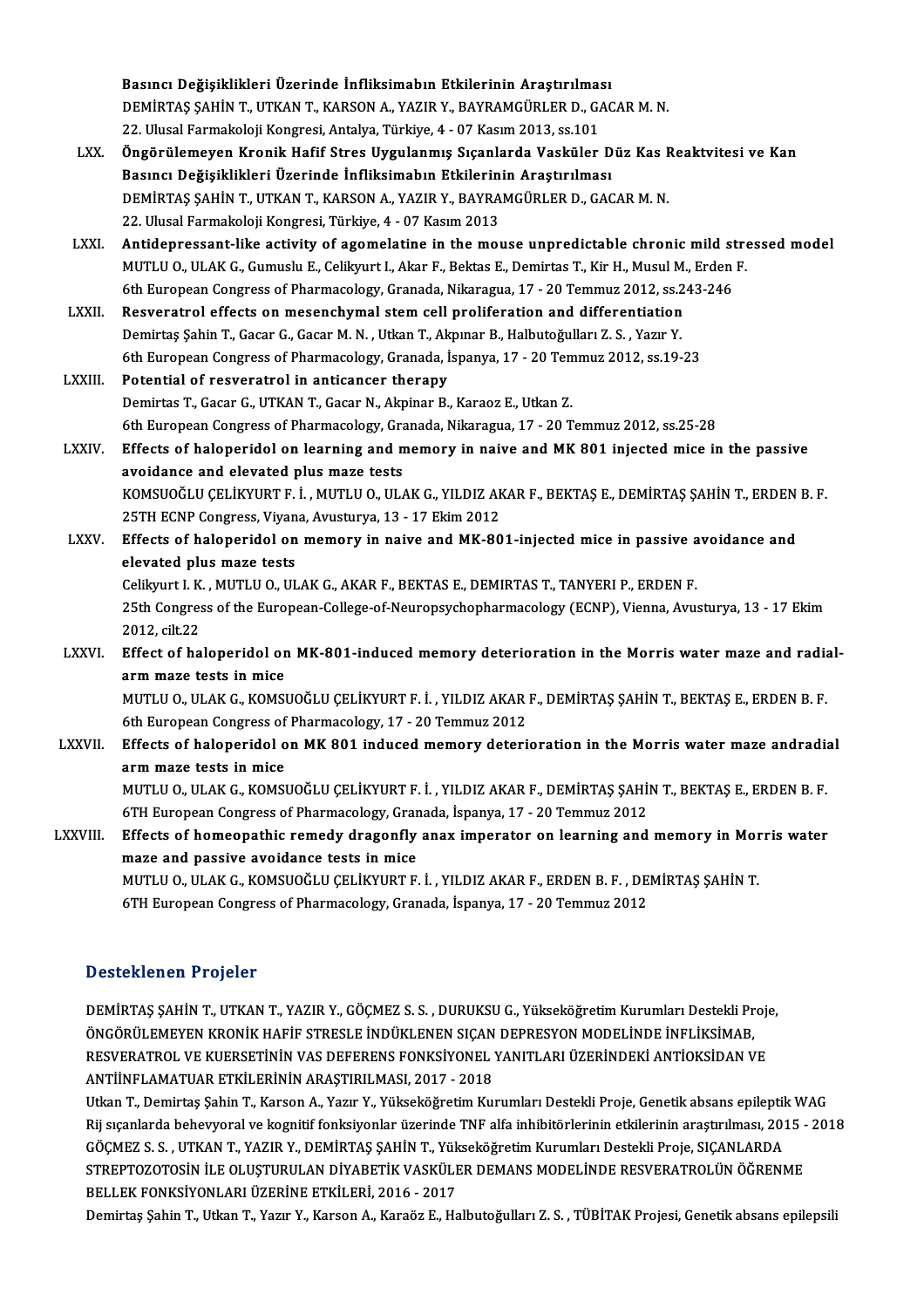Basıncı Değişiklikleri Üzerinde İnfliksimabın Etkilerinin Araştırılması
DEMİRTAŞ ŞAHİN T., UTKAN T., KARSON A., YAZIR Y., BAYRAMGÜRLER D., GACAR M. N.
22. Ulusal Farmakoloji Kongresi, Antalya, Türkiye, 4 - 07 Kasım 2013, ss.101

LXX. **Öngörülemeyen Kronik Hafif Stres Uygulanmış Sıçanlarda Vasküler Düz Kas Reaktvitesi ve Kan Basıncı Değişiklikleri Üzerinde İnfliksimabın Etkilerinin Araştırılması**
DEMİRTAŞ ŞAHİN T., UTKAN T., KARSON A., YAZIR Y., BAYRAMGÜRLER D., GACAR M. N.
22. Ulusal Farmakoloji Kongresi, Türkiye, 4 - 07 Kasım 2013

LXXI. **Antidepressant-like activity of agomelatine in the mouse unpredictable chronic mild stressed model**
MUTLU O., ULAK G., Gumuslu E., Celikyurt I., Akar F., Bektas E., Demirtas T., Kir H., Musul M., Erden F.
6th European Congress of Pharmacology, Granada, Nikaragua, 17 - 20 Temmuz 2012, ss.243-246

LXXII. **Resveratrol effects on mesenchymal stem cell proliferation and differentiation**
Demirtaş Şahin T., Gacar G., Gacar M. N. , Utkan T., Akpınar B., Halbutoğulları Z. S. , Yazır Y.
6th European Congress of Pharmacology, Granada, İspanya, 17 - 20 Temmuz 2012, ss.19-23

LXXIII. **Potential of resveratrol in anticancer therapy**
Demirtas T., Gacar G., UTKAN T., Gacar N., Akpinar B., Karaoz E., Utkan Z.
6th European Congress of Pharmacology, Granada, Nikaragua, 17 - 20 Temmuz 2012, ss.25-28

LXXIV. **Effects of haloperidol on learning and memory in naive and MK 801 injected mice in the passive avoidance and elevated plus maze tests**
KOMSUOĞLU ÇELİKYURT F. İ. , MUTLU O., ULAK G., YILDIZ AKAR F., BEKTAŞ E., DEMİRTAŞ ŞAHİN T., ERDEN B. F.
25TH ECNP Congress, Viyana, Avusturya, 13 - 17 Ekim 2012

LXXV. **Effects of haloperidol on memory in naive and MK-801-injected mice in passive avoidance and elevated plus maze tests**
Celikyurt I. K. , MUTLU O., ULAK G., AKAR F., BEKTAS E., DEMIRTAS T., TANYERI P., ERDEN F.
25th Congress of the European-College-of-Neuropsychopharmacology (ECNP), Vienna, Avusturya, 13 - 17 Ekim 2012, cilt.22

LXXVI. **Effect of haloperidol on MK-801-induced memory deterioration in the Morris water maze and radial-arm maze tests in mice**
MUTLU O., ULAK G., KOMSUOĞLU ÇELİKYURT F. İ. , YILDIZ AKAR F., DEMİRTAŞ ŞAHİN T., BEKTAŞ E., ERDEN B. F.
6th European Congress of Pharmacology, 17 - 20 Temmuz 2012

LXXVII. **Effects of haloperidol on MK 801 induced memory deterioration in the Morris water maze andradial arm maze tests in mice**
MUTLU O., ULAK G., KOMSUOĞLU ÇELİKYURT F. İ. , YILDIZ AKAR F., DEMİRTAŞ ŞAHİN T., BEKTAŞ E., ERDEN B. F.
6TH European Congress of Pharmacology, Granada, İspanya, 17 - 20 Temmuz 2012

LXXVIII. **Effects of homeopathic remedy dragonfly anax imperator on learning and memory in Morris water maze and passive avoidance tests in mice**
MUTLU O., ULAK G., KOMSUOĞLU ÇELİKYURT F. İ. , YILDIZ AKAR F., ERDEN B. F. , DEMİRTAŞ ŞAHİN T.
6TH European Congress of Pharmacology, Granada, İspanya, 17 - 20 Temmuz 2012

## Desteklenen Projeler

DEMİRTAŞ ŞAHİN T., UTKAN T., YAZIR Y., GÖÇMEZ S. S. , DURUKSU G., Yükseköğretim Kurumları Destekli Proje, ÖNGÖRÜLEMEYEN KRONİK HAFİF STRESLE İNDÜKLENEN SIÇAN DEPRESYON MODELİNDE İNFLİKSİMAB, RESVERATROL VE KUERSETİNİN VAS DEFERENS FONKSİYONEL YANITLARI ÜZERİNDEKİ ANTİOKSİDAN VE ANTİİNFLAMATUAR ETKİLERİNİN ARAŞTIRILMASI, 2017 - 2018

Utkan T., Demirtaş Şahin T., Karson A., Yazır Y., Yükseköğretim Kurumları Destekli Proje, Genetik absans epileptik WAG Rij sıçanlarda behevyoral ve kognitif fonksiyonlar üzerinde TNF alfa inhibitörlerinin etkilerinin araştırılması, 2015 - 2018

GÖÇMEZ S. S. , UTKAN T., YAZIR Y., DEMİRTAŞ ŞAHİN T., Yükseköğretim Kurumları Destekli Proje, SIÇANLARDA STREPTOZOTOSİN İLE OLUŞTURULAN DİYABETİK VASKÜLER DEMANS MODELİNDE RESVERATROLÜN ÖĞRENME BELLEK FONKSİYONLARI ÜZERİNE ETKİLERİ, 2016 - 2017

Demirtaş Şahin T., Utkan T., Yazır Y., Karson A., Karaöz E., Halbutoğulları Z. S. , TÜBİTAK Projesi, Genetik absans epilepsili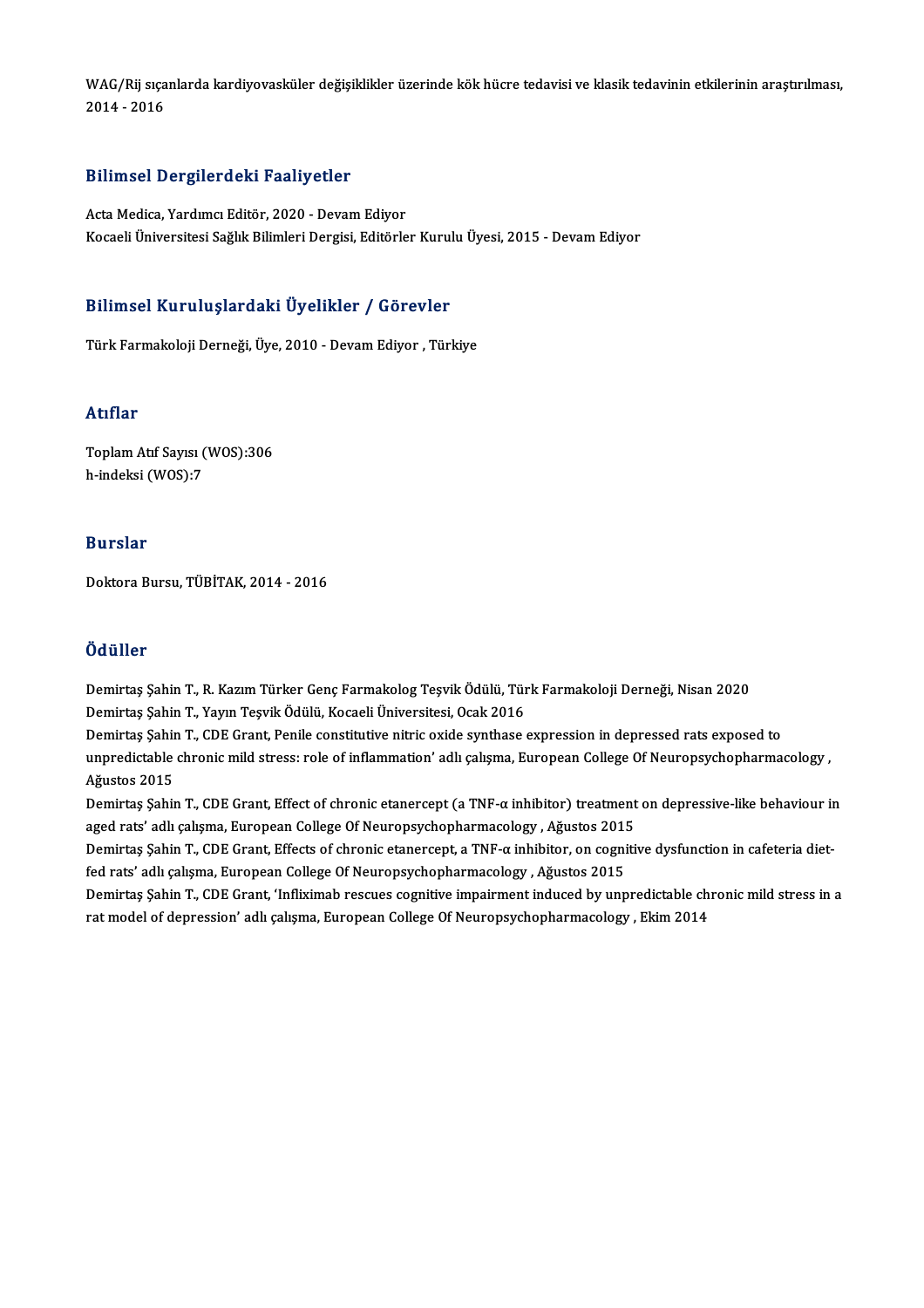WAG/Rij sıçanlarda kardiyovasküler değişiklikler üzerinde kök hücre tedavisi ve klasik tedavinin etkilerinin araştırılması, 2014 - 2016

## Bilimsel Dergilerdeki Faaliyetler

Acta Medica, Yardımcı Editör, 2020 - Devam Ediyor
Kocaeli Üniversitesi Sağlık Bilimleri Dergisi, Editörler Kurulu Üyesi, 2015 - Devam Ediyor

## Bilimsel Kuruluşlardaki Üyelikler / Görevler

Türk Farmakoloji Derneği, Üye, 2010 - Devam Ediyor , Türkiye

## Atıflar

Toplam Atıf Sayısı (WOS):306
h-indeksi (WOS):7

## Burslar

Doktora Bursu, TÜBİTAK, 2014 - 2016

## Ödüller

Demirtaş Şahin T., R. Kazım Türker Genç Farmakolog Teşvik Ödülü, Türk Farmakoloji Derneği, Nisan 2020
Demirtaş Şahin T., Yayın Teşvik Ödülü, Kocaeli Üniversitesi, Ocak 2016
Demirtaş Şahin T., CDE Grant, Penile constitutive nitric oxide synthase expression in depressed rats exposed to unpredictable chronic mild stress: role of inflammation' adlı çalışma, European College Of Neuropsychopharmacology , Ağustos 2015
Demirtaş Şahin T., CDE Grant, Effect of chronic etanercept (a TNF-α inhibitor) treatment on depressive-like behaviour in aged rats' adlı çalışma, European College Of Neuropsychopharmacology , Ağustos 2015
Demirtaş Şahin T., CDE Grant, Effects of chronic etanercept, a TNF-α inhibitor, on cognitive dysfunction in cafeteria diet-fed rats' adlı çalışma, European College Of Neuropsychopharmacology , Ağustos 2015
Demirtaş Şahin T., CDE Grant, 'Infliximab rescues cognitive impairment induced by unpredictable chronic mild stress in a rat model of depression' adlı çalışma, European College Of Neuropsychopharmacology , Ekim 2014